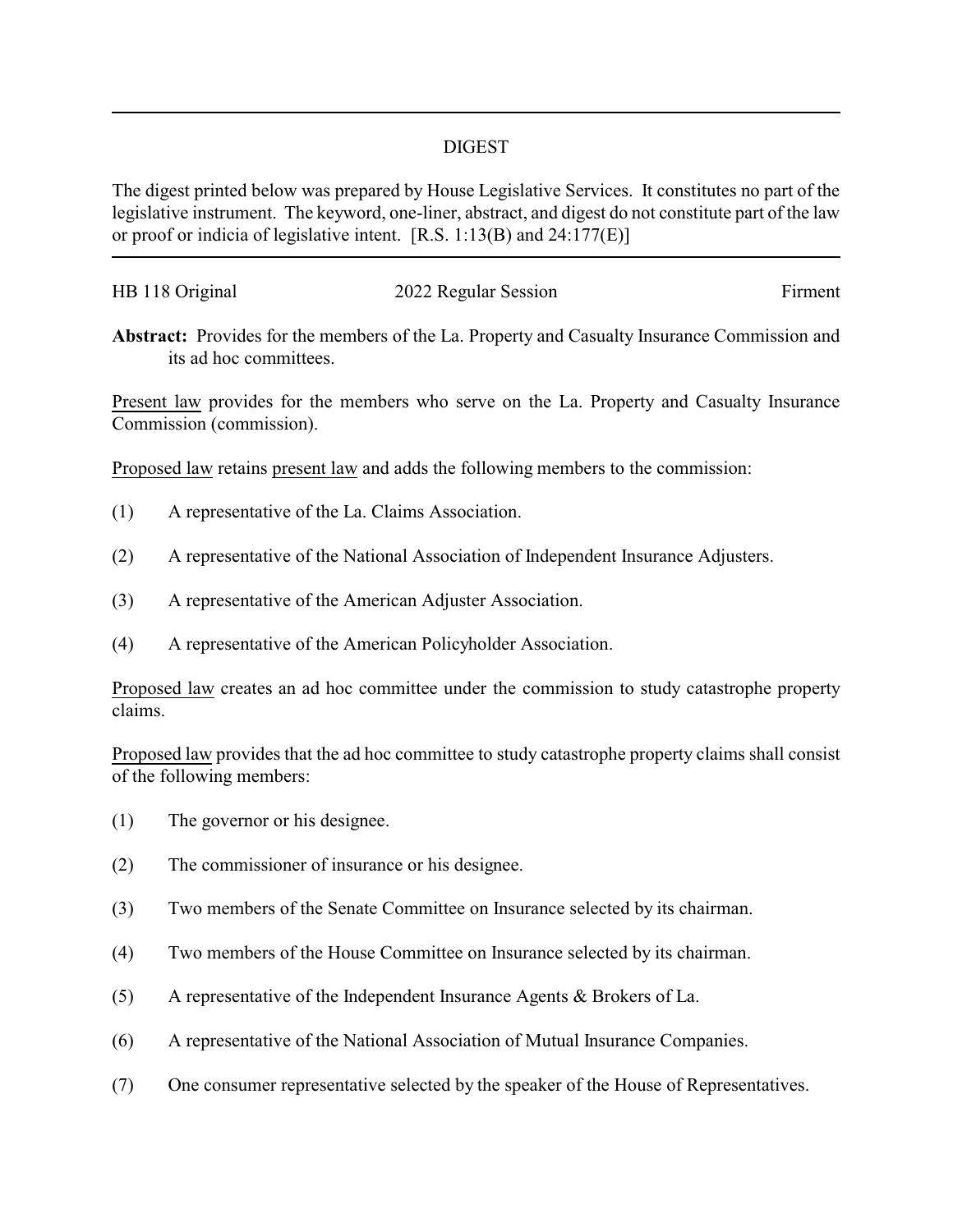## DIGEST

The digest printed below was prepared by House Legislative Services. It constitutes no part of the legislative instrument. The keyword, one-liner, abstract, and digest do not constitute part of the law or proof or indicia of legislative intent. [R.S. 1:13(B) and 24:177(E)]

---

HB 118 Original | 2022 Regular Session | Firment

**Abstract:** Provides for the members of the La. Property and Casualty Insurance Commission and its ad hoc committees.

Present law provides for the members who serve on the La. Property and Casualty Insurance Commission (commission).

Proposed law retains present law and adds the following members to the commission:

(1) A representative of the La. Claims Association.

(2) A representative of the National Association of Independent Insurance Adjusters.

(3) A representative of the American Adjuster Association.

(4) A representative of the American Policyholder Association.

Proposed law creates an ad hoc committee under the commission to study catastrophe property claims.

Proposed law provides that the ad hoc committee to study catastrophe property claims shall consist of the following members:

(1) The governor or his designee.

(2) The commissioner of insurance or his designee.

(3) Two members of the Senate Committee on Insurance selected by its chairman.

(4) Two members of the House Committee on Insurance selected by its chairman.

(5) A representative of the Independent Insurance Agents & Brokers of La.

(6) A representative of the National Association of Mutual Insurance Companies.

(7) One consumer representative selected by the speaker of the House of Representatives.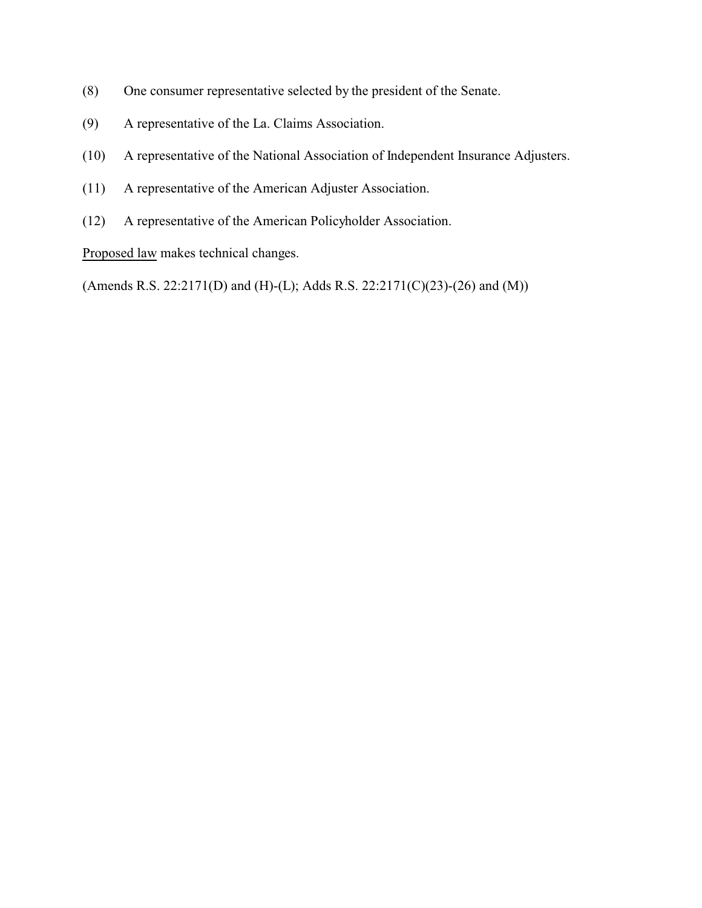(8) One consumer representative selected by the president of the Senate.

(9) A representative of the La. Claims Association.

(10) A representative of the National Association of Independent Insurance Adjusters.

(11) A representative of the American Adjuster Association.

(12) A representative of the American Policyholder Association.

<u>Proposed law</u> makes technical changes.

(Amends R.S. 22:2171(D) and (H)-(L); Adds R.S. 22:2171(C)(23)-(26) and (M))